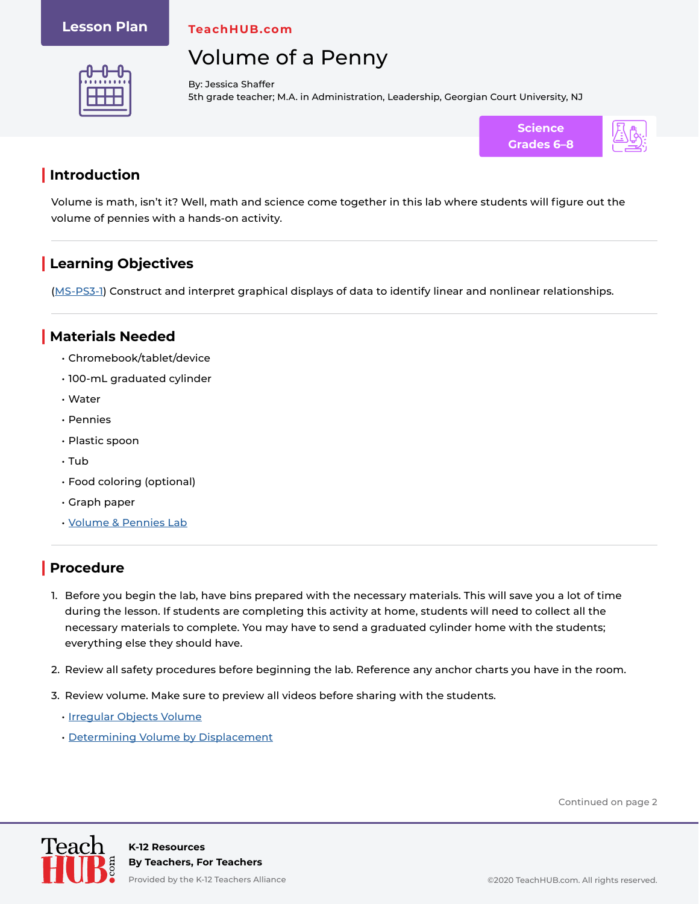Lesson Plan

TeachHUB.com

# Volume of a Penny

By: Jessica Shaffer
5th grade teacher; M.A. in Administration, Leadership, Georgian Court University, NJ

Science
Grades 6–8

## Introduction

Volume is math, isn't it? Well, math and science come together in this lab where students will figure out the volume of pennies with a hands-on activity.

## Learning Objectives

(MS-PS3-1) Construct and interpret graphical displays of data to identify linear and nonlinear relationships.

## Materials Needed

- Chromebook/tablet/device
- 100-mL graduated cylinder
- Water
- Pennies
- Plastic spoon
- Tub
- Food coloring (optional)
- Graph paper
- Volume & Pennies Lab

## Procedure

1. Before you begin the lab, have bins prepared with the necessary materials. This will save you a lot of time during the lesson. If students are completing this activity at home, students will need to collect all the necessary materials to complete. You may have to send a graduated cylinder home with the students; everything else they should have.
2. Review all safety procedures before beginning the lab. Reference any anchor charts you have in the room.
3. Review volume. Make sure to preview all videos before sharing with the students.
   - Irregular Objects Volume
   - Determining Volume by Displacement

Continued on page 2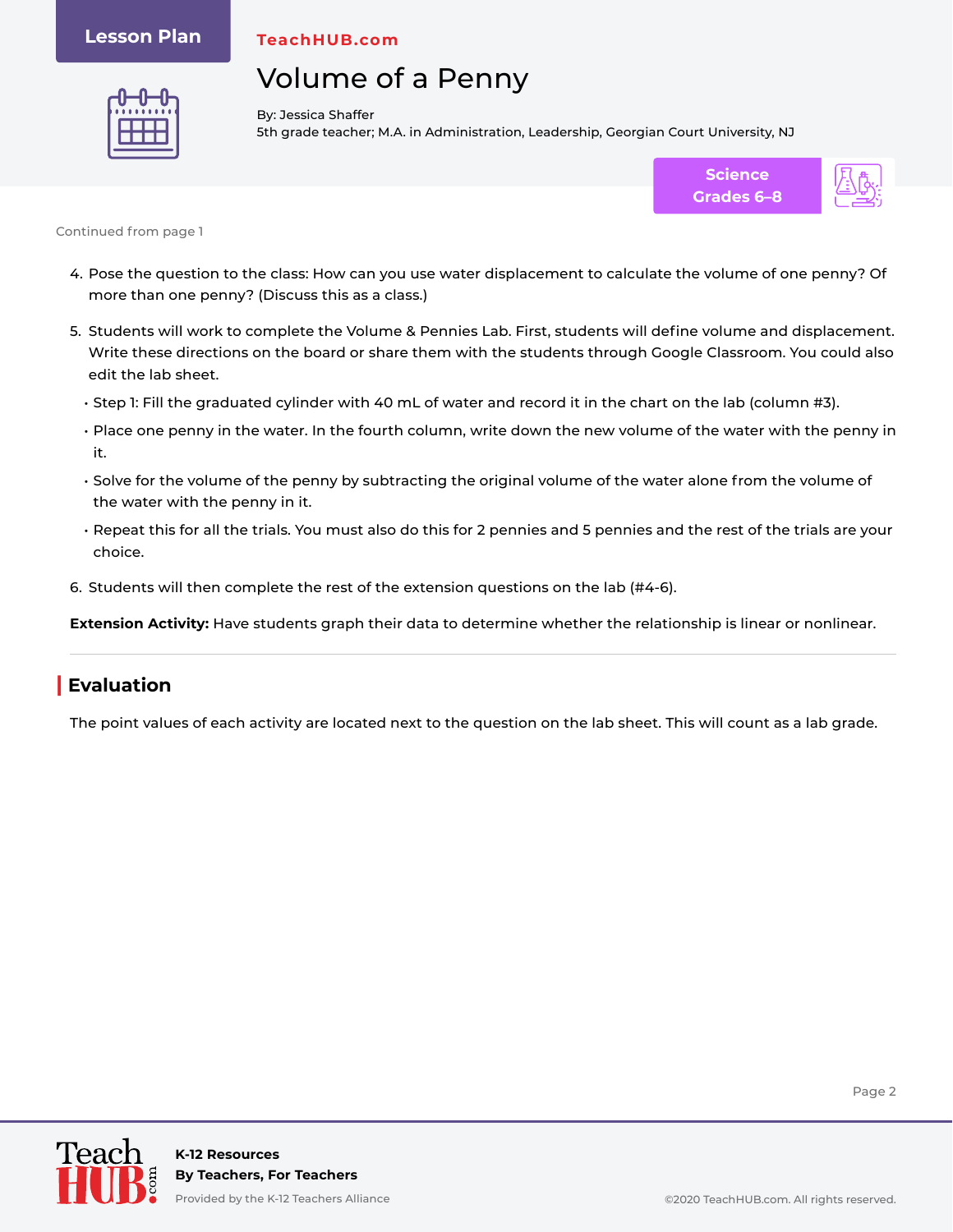Continued from page 1

4. Pose the question to the class: How can you use water displacement to calculate the volume of one penny? Of more than one penny? (Discuss this as a class.)

5. Students will work to complete the Volume & Pennies Lab. First, students will define volume and displacement. Write these directions on the board or share them with the students through Google Classroom. You could also edit the lab sheet.
   - Step 1: Fill the graduated cylinder with 40 mL of water and record it in the chart on the lab (column #3).
   - Place one penny in the water. In the fourth column, write down the new volume of the water with the penny in it.
   - Solve for the volume of the penny by subtracting the original volume of the water alone from the volume of the water with the penny in it.
   - Repeat this for all the trials. You must also do this for 2 pennies and 5 pennies and the rest of the trials are your choice.

6. Students will then complete the rest of the extension questions on the lab (#4-6).

**Extension Activity:** Have students graph their data to determine whether the relationship is linear or nonlinear.

## Evaluation

The point values of each activity are located next to the question on the lab sheet. This will count as a lab grade.